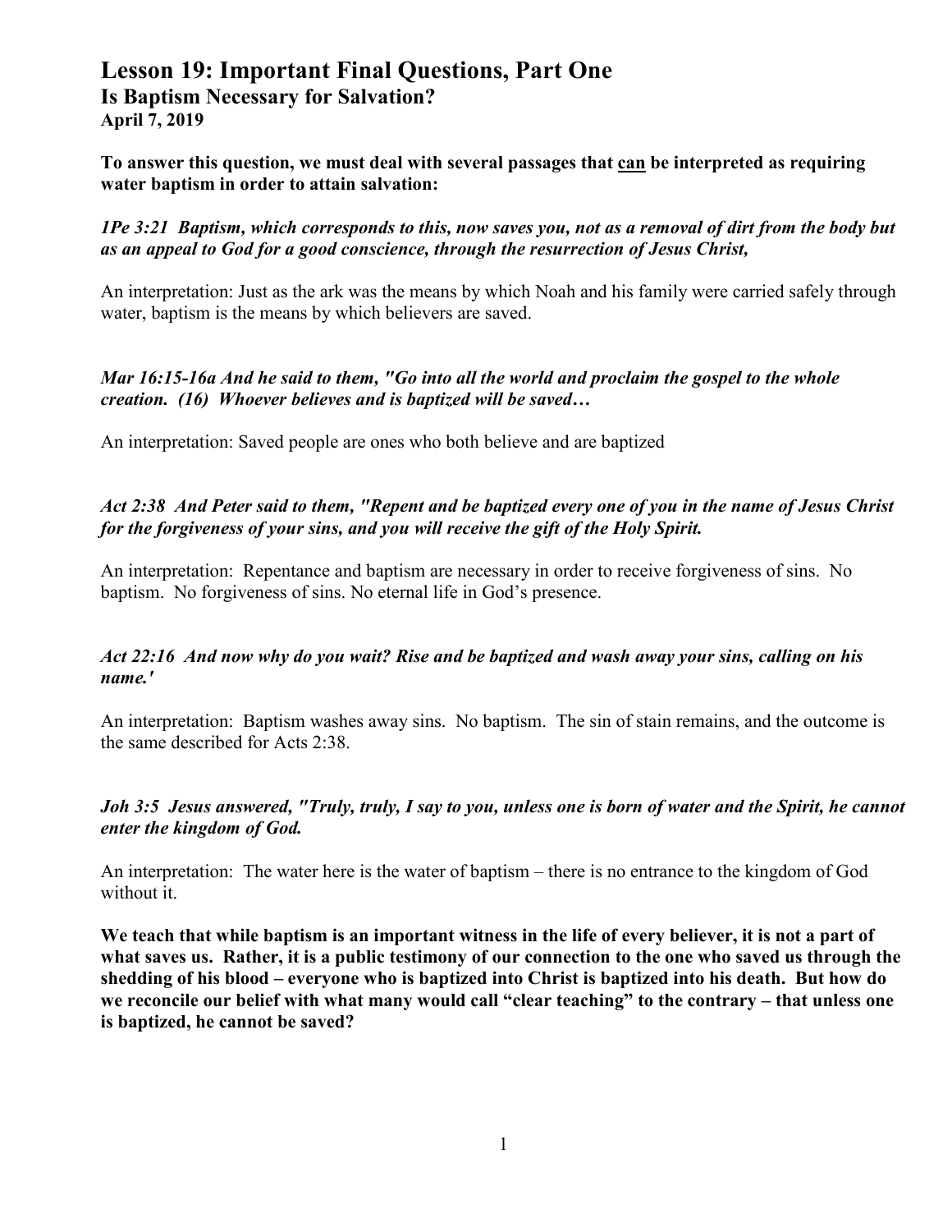# Lesson 19: Important Final Questions, Part One

## Is Baptism Necessary for Salvation?

### April 7, 2019

**To answer this question, we must deal with several passages that <u>can</u> be interpreted as requiring water baptism in order to attain salvation:**

***1Pe 3:21 Baptism, which corresponds to this, now saves you, not as a removal of dirt from the body but as an appeal to God for a good conscience, through the resurrection of Jesus Christ,***

An interpretation: Just as the ark was the means by which Noah and his family were carried safely through water, baptism is the means by which believers are saved.

***Mar 16:15-16a And he said to them, "Go into all the world and proclaim the gospel to the whole creation. (16) Whoever believes and is baptized will be saved…***

An interpretation: Saved people are ones who both believe and are baptized

***Act 2:38 And Peter said to them, "Repent and be baptized every one of you in the name of Jesus Christ for the forgiveness of your sins, and you will receive the gift of the Holy Spirit.***

An interpretation: Repentance and baptism are necessary in order to receive forgiveness of sins. No baptism. No forgiveness of sins. No eternal life in God's presence.

***Act 22:16 And now why do you wait? Rise and be baptized and wash away your sins, calling on his name.'***

An interpretation: Baptism washes away sins. No baptism. The sin of stain remains, and the outcome is the same described for Acts 2:38.

***Joh 3:5 Jesus answered, "Truly, truly, I say to you, unless one is born of water and the Spirit, he cannot enter the kingdom of God.***

An interpretation: The water here is the water of baptism – there is no entrance to the kingdom of God without it.

**We teach that while baptism is an important witness in the life of every believer, it is not a part of what saves us. Rather, it is a public testimony of our connection to the one who saved us through the shedding of his blood – everyone who is baptized into Christ is baptized into his death. But how do we reconcile our belief with what many would call "clear teaching" to the contrary – that unless one is baptized, he cannot be saved?**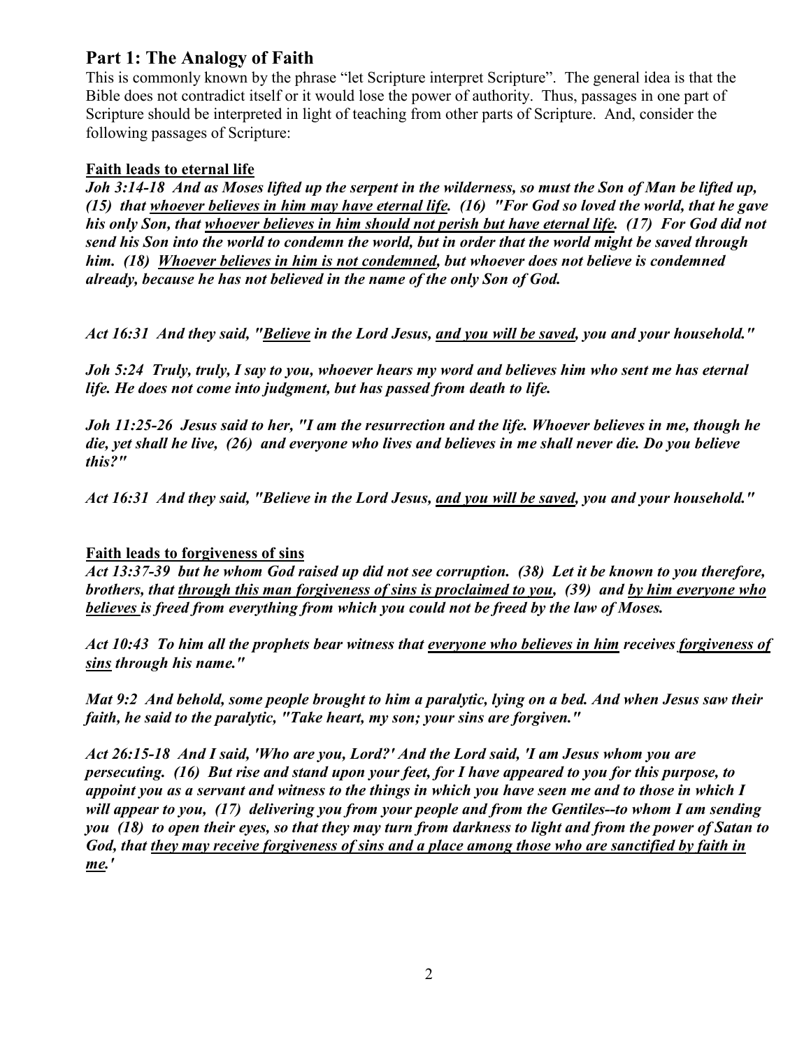## Part 1: The Analogy of Faith

This is commonly known by the phrase "let Scripture interpret Scripture". The general idea is that the Bible does not contradict itself or it would lose the power of authority. Thus, passages in one part of Scripture should be interpreted in light of teaching from other parts of Scripture. And, consider the following passages of Scripture:

<u>**Faith leads to eternal life**</u>

***Joh 3:14-18 And as Moses lifted up the serpent in the wilderness, so must the Son of Man be lifted up, (15) that <u>whoever believes in him may have eternal life</u>. (16) "For God so loved the world, that he gave his only Son, that <u>whoever believes in him should not perish but have eternal life</u>. (17) For God did not send his Son into the world to condemn the world, but in order that the world might be saved through him. (18) <u>Whoever believes in him is not condemned</u>, but whoever does not believe is condemned already, because he has not believed in the name of the only Son of God.***

***Act 16:31 And they said, "<u>Believe</u> in the Lord Jesus, <u>and you will be saved</u>, you and your household."***

***Joh 5:24 Truly, truly, I say to you, whoever hears my word and believes him who sent me has eternal life. He does not come into judgment, but has passed from death to life.***

***Joh 11:25-26 Jesus said to her, "I am the resurrection and the life. Whoever believes in me, though he die, yet shall he live, (26) and everyone who lives and believes in me shall never die. Do you believe this?"***

***Act 16:31 And they said, "Believe in the Lord Jesus, <u>and you will be saved</u>, you and your household."***

<u>**Faith leads to forgiveness of sins**</u>

***Act 13:37-39 but he whom God raised up did not see corruption. (38) Let it be known to you therefore, brothers, that <u>through this man forgiveness of sins is proclaimed to you</u>, (39) and <u>by him everyone who believes</u> is freed from everything from which you could not be freed by the law of Moses.***

***Act 10:43 To him all the prophets bear witness that <u>everyone who believes in him</u> receives <u>forgiveness of sins</u> through his name."***

***Mat 9:2 And behold, some people brought to him a paralytic, lying on a bed. And when Jesus saw their faith, he said to the paralytic, "Take heart, my son; your sins are forgiven."***

***Act 26:15-18 And I said, 'Who are you, Lord?' And the Lord said, 'I am Jesus whom you are persecuting. (16) But rise and stand upon your feet, for I have appeared to you for this purpose, to appoint you as a servant and witness to the things in which you have seen me and to those in which I will appear to you, (17) delivering you from your people and from the Gentiles--to whom I am sending you (18) to open their eyes, so that they may turn from darkness to light and from the power of Satan to God, that <u>they may receive forgiveness of sins and a place among those who are sanctified by faith in me</u>.'***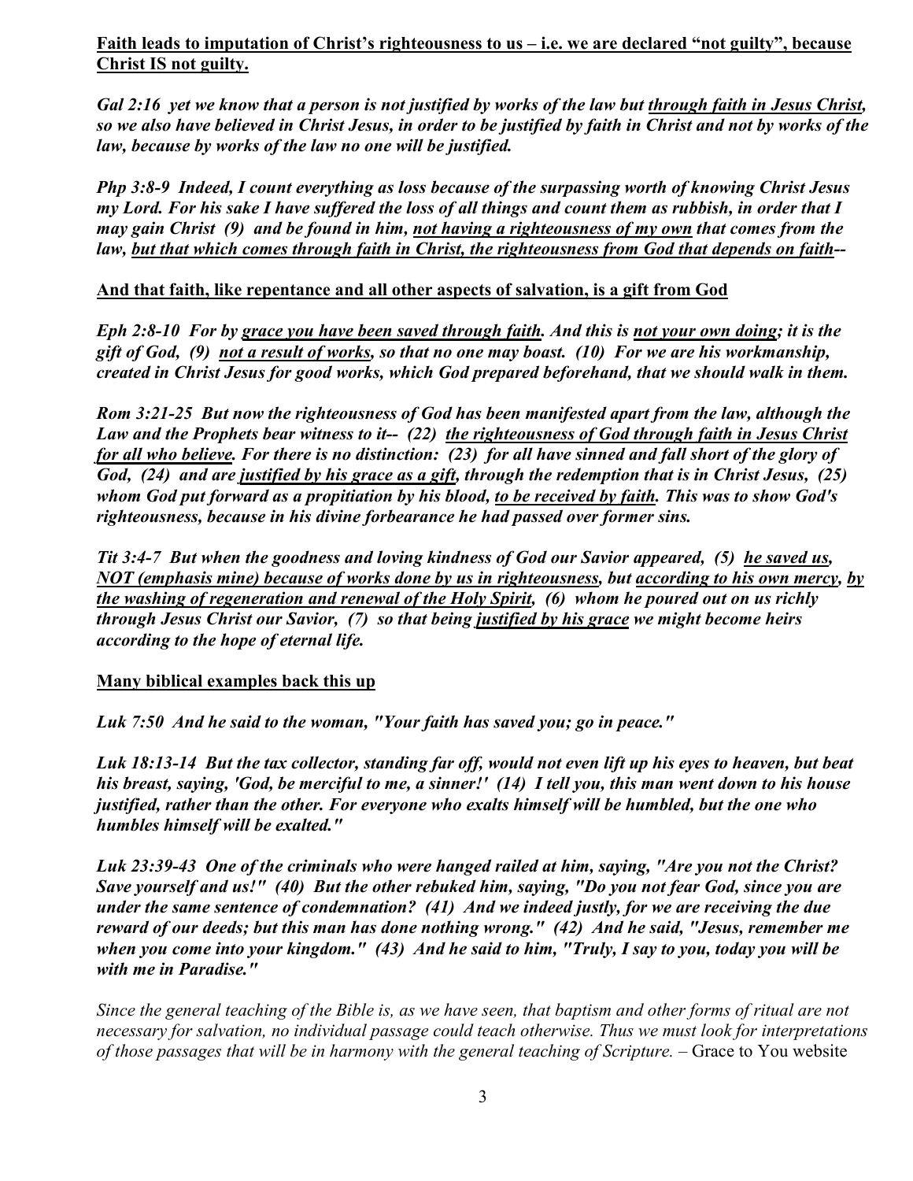<u>**Faith leads to imputation of Christ's righteousness to us – i.e. we are declared "not guilty", because Christ IS not guilty.**</u>

***Gal 2:16 yet we know that a person is not justified by works of the law but <u>through faith in Jesus Christ</u>, so we also have believed in Christ Jesus, in order to be justified by faith in Christ and not by works of the law, because by works of the law no one will be justified.***

***Php 3:8-9 Indeed, I count everything as loss because of the surpassing worth of knowing Christ Jesus my Lord. For his sake I have suffered the loss of all things and count them as rubbish, in order that I may gain Christ (9) and be found in him, <u>not having a righteousness of my own</u> that comes from the law, <u>but that which comes through faith in Christ, the righteousness from God that depends on faith</u>--***

<u>**And that faith, like repentance and all other aspects of salvation, is a gift from God**</u>

***Eph 2:8-10 For by <u>grace you have been saved through faith</u>. And this is <u>not your own doing</u>; it is the gift of God, (9) <u>not a result of works</u>, so that no one may boast. (10) For we are his workmanship, created in Christ Jesus for good works, which God prepared beforehand, that we should walk in them.***

***Rom 3:21-25 But now the righteousness of God has been manifested apart from the law, although the Law and the Prophets bear witness to it-- (22) <u>the righteousness of God through faith in Jesus Christ for all who believe</u>. For there is no distinction: (23) for all have sinned and fall short of the glory of God, (24) and are <u>justified by his grace as a gift</u>, through the redemption that is in Christ Jesus, (25) whom God put forward as a propitiation by his blood, <u>to be received by faith</u>. This was to show God's righteousness, because in his divine forbearance he had passed over former sins.***

***Tit 3:4-7 But when the goodness and loving kindness of God our Savior appeared, (5) <u>he saved us</u>, <u>NOT (emphasis mine) because of works done by us in righteousness</u>, but <u>according to his own mercy</u>, <u>by the washing of regeneration and renewal of the Holy Spirit</u>, (6) whom he poured out on us richly through Jesus Christ our Savior, (7) so that being <u>justified by his grace</u> we might become heirs according to the hope of eternal life.***

<u>**Many biblical examples back this up**</u>

***Luk 7:50 And he said to the woman, "Your faith has saved you; go in peace."***

***Luk 18:13-14 But the tax collector, standing far off, would not even lift up his eyes to heaven, but beat his breast, saying, 'God, be merciful to me, a sinner!' (14) I tell you, this man went down to his house justified, rather than the other. For everyone who exalts himself will be humbled, but the one who humbles himself will be exalted."***

***Luk 23:39-43 One of the criminals who were hanged railed at him, saying, "Are you not the Christ? Save yourself and us!" (40) But the other rebuked him, saying, "Do you not fear God, since you are under the same sentence of condemnation? (41) And we indeed justly, for we are receiving the due reward of our deeds; but this man has done nothing wrong." (42) And he said, "Jesus, remember me when you come into your kingdom." (43) And he said to him, "Truly, I say to you, today you will be with me in Paradise."***

*Since the general teaching of the Bible is, as we have seen, that baptism and other forms of ritual are not necessary for salvation, no individual passage could teach otherwise. Thus we must look for interpretations of those passages that will be in harmony with the general teaching of Scripture.* – Grace to You website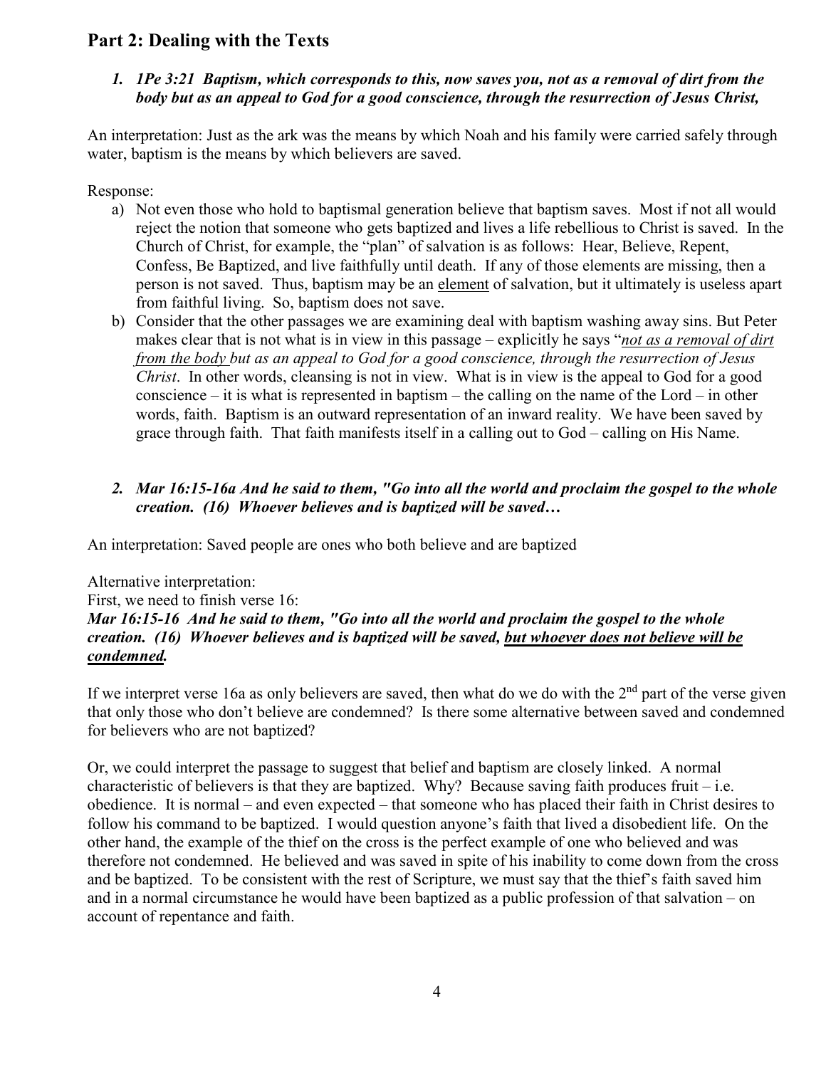## Part 2: Dealing with the Texts

1. ***1Pe 3:21 Baptism, which corresponds to this, now saves you, not as a removal of dirt from the body but as an appeal to God for a good conscience, through the resurrection of Jesus Christ,***

An interpretation: Just as the ark was the means by which Noah and his family were carried safely through water, baptism is the means by which believers are saved.

Response:

a) Not even those who hold to baptismal generation believe that baptism saves. Most if not all would reject the notion that someone who gets baptized and lives a life rebellious to Christ is saved. In the Church of Christ, for example, the "plan" of salvation is as follows: Hear, Believe, Repent, Confess, Be Baptized, and live faithfully until death. If any of those elements are missing, then a person is not saved. Thus, baptism may be an <u>element</u> of salvation, but it ultimately is useless apart from faithful living. So, baptism does not save.

b) Consider that the other passages we are examining deal with baptism washing away sins. But Peter makes clear that is not what is in view in this passage – explicitly he says "*<u>not as a removal of dirt from the body</u> but as an appeal to God for a good conscience, through the resurrection of Jesus Christ*. In other words, cleansing is not in view. What is in view is the appeal to God for a good conscience – it is what is represented in baptism – the calling on the name of the Lord – in other words, faith. Baptism is an outward representation of an inward reality. We have been saved by grace through faith. That faith manifests itself in a calling out to God – calling on His Name.

2. ***Mar 16:15-16a And he said to them, "Go into all the world and proclaim the gospel to the whole creation. (16) Whoever believes and is baptized will be saved…***

An interpretation: Saved people are ones who both believe and are baptized

Alternative interpretation:
First, we need to finish verse 16:
***Mar 16:15-16 And he said to them, "Go into all the world and proclaim the gospel to the whole creation. (16) Whoever believes and is baptized will be saved, <u>but whoever does not believe will be condemned</u>.***

If we interpret verse 16a as only believers are saved, then what do we do with the 2nd part of the verse given that only those who don't believe are condemned? Is there some alternative between saved and condemned for believers who are not baptized?

Or, we could interpret the passage to suggest that belief and baptism are closely linked. A normal characteristic of believers is that they are baptized. Why? Because saving faith produces fruit – i.e. obedience. It is normal – and even expected – that someone who has placed their faith in Christ desires to follow his command to be baptized. I would question anyone's faith that lived a disobedient life. On the other hand, the example of the thief on the cross is the perfect example of one who believed and was therefore not condemned. He believed and was saved in spite of his inability to come down from the cross and be baptized. To be consistent with the rest of Scripture, we must say that the thief's faith saved him and in a normal circumstance he would have been baptized as a public profession of that salvation – on account of repentance and faith.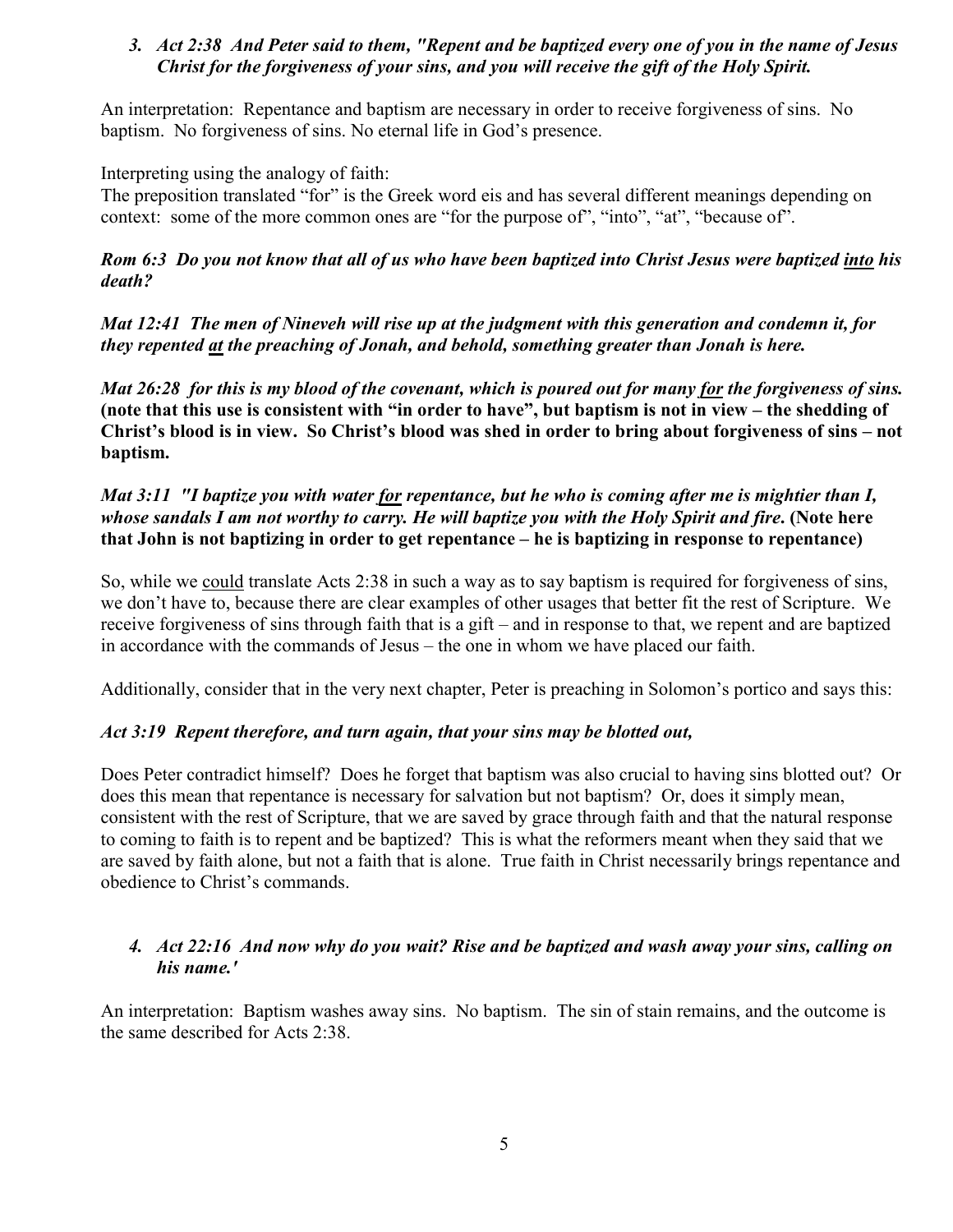3. ***Act 2:38 And Peter said to them, "Repent and be baptized every one of you in the name of Jesus Christ for the forgiveness of your sins, and you will receive the gift of the Holy Spirit.***

An interpretation: Repentance and baptism are necessary in order to receive forgiveness of sins. No baptism. No forgiveness of sins. No eternal life in God's presence.

Interpreting using the analogy of faith:
The preposition translated "for" is the Greek word eis and has several different meanings depending on context: some of the more common ones are "for the purpose of", "into", "at", "because of".

***Rom 6:3 Do you not know that all of us who have been baptized into Christ Jesus were baptized <u>into</u> his death?***

***Mat 12:41 The men of Nineveh will rise up at the judgment with this generation and condemn it, for they repented <u>at</u> the preaching of Jonah, and behold, something greater than Jonah is here.***

***Mat 26:28 for this is my blood of the covenant, which is poured out for many <u>for</u> the forgiveness of sins.*** **(note that this use is consistent with "in order to have", but baptism is not in view – the shedding of Christ's blood is in view. So Christ's blood was shed in order to bring about forgiveness of sins – not baptism.**

***Mat 3:11 "I baptize you with water <u>for</u> repentance, but he who is coming after me is mightier than I, whose sandals I am not worthy to carry. He will baptize you with the Holy Spirit and fire.*** **(Note here that John is not baptizing in order to get repentance – he is baptizing in response to repentance)**

So, while we <u>could</u> translate Acts 2:38 in such a way as to say baptism is required for forgiveness of sins, we don't have to, because there are clear examples of other usages that better fit the rest of Scripture. We receive forgiveness of sins through faith that is a gift – and in response to that, we repent and are baptized in accordance with the commands of Jesus – the one in whom we have placed our faith.

Additionally, consider that in the very next chapter, Peter is preaching in Solomon's portico and says this:

***Act 3:19 Repent therefore, and turn again, that your sins may be blotted out,***

Does Peter contradict himself? Does he forget that baptism was also crucial to having sins blotted out? Or does this mean that repentance is necessary for salvation but not baptism? Or, does it simply mean, consistent with the rest of Scripture, that we are saved by grace through faith and that the natural response to coming to faith is to repent and be baptized? This is what the reformers meant when they said that we are saved by faith alone, but not a faith that is alone. True faith in Christ necessarily brings repentance and obedience to Christ's commands.

4. ***Act 22:16 And now why do you wait? Rise and be baptized and wash away your sins, calling on his name.'***

An interpretation: Baptism washes away sins. No baptism. The sin of stain remains, and the outcome is the same described for Acts 2:38.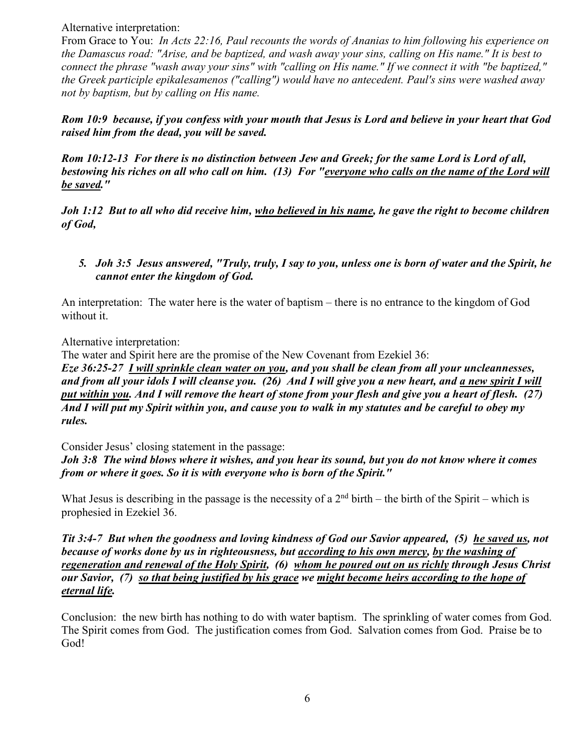Alternative interpretation:

From Grace to You: *In Acts 22:16, Paul recounts the words of Ananias to him following his experience on the Damascus road: "Arise, and be baptized, and wash away your sins, calling on His name." It is best to connect the phrase "wash away your sins" with "calling on His name." If we connect it with "be baptized," the Greek participle epikalesamenos ("calling") would have no antecedent. Paul's sins were washed away not by baptism, but by calling on His name.*

***Rom 10:9 because, if you confess with your mouth that Jesus is Lord and believe in your heart that God raised him from the dead, you will be saved.***

***Rom 10:12-13 For there is no distinction between Jew and Greek; for the same Lord is Lord of all, bestowing his riches on all who call on him. (13) For "<u>everyone who calls on the name of the Lord will be saved</u>."***

***Joh 1:12 But to all who did receive him, <u>who believed in his name</u>, he gave the right to become children of God,***

5. ***Joh 3:5 Jesus answered, "Truly, truly, I say to you, unless one is born of water and the Spirit, he cannot enter the kingdom of God.***

An interpretation: The water here is the water of baptism – there is no entrance to the kingdom of God without it.

Alternative interpretation:

The water and Spirit here are the promise of the New Covenant from Ezekiel 36:

***Eze 36:25-27 <u>I will sprinkle clean water on you</u>, and you shall be clean from all your uncleannesses, and from all your idols I will cleanse you. (26) And I will give you a new heart, and <u>a new spirit I will put within you</u>. And I will remove the heart of stone from your flesh and give you a heart of flesh. (27) And I will put my Spirit within you, and cause you to walk in my statutes and be careful to obey my rules.***

Consider Jesus' closing statement in the passage:

***Joh 3:8 The wind blows where it wishes, and you hear its sound, but you do not know where it comes from or where it goes. So it is with everyone who is born of the Spirit."***

What Jesus is describing in the passage is the necessity of a 2nd birth – the birth of the Spirit – which is prophesied in Ezekiel 36.

***Tit 3:4-7 But when the goodness and loving kindness of God our Savior appeared, (5) <u>he saved us</u>, not because of works done by us in righteousness, but <u>according to his own mercy</u>, <u>by the washing of regeneration and renewal of the Holy Spirit</u>, (6) <u>whom he poured out on us richly</u> through Jesus Christ our Savior, (7) <u>so that being justified by his grace</u> we <u>might become heirs according to the hope of eternal life</u>.***

Conclusion: the new birth has nothing to do with water baptism. The sprinkling of water comes from God. The Spirit comes from God. The justification comes from God. Salvation comes from God. Praise be to God!